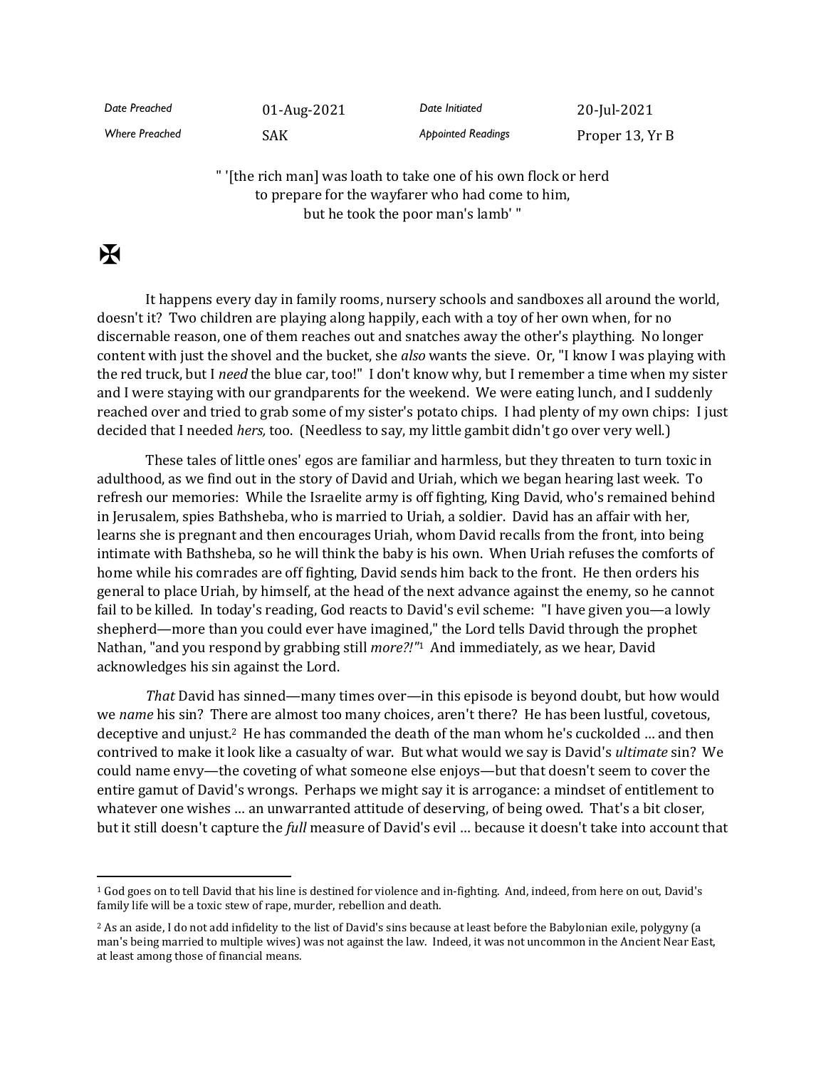| Date Preached | 01-Aug-2021 | Date Initiated | 20-Jul-2021 |
|---|---|---|---|
| Where Preached | SAK | Appointed Readings | Proper 13, Yr B |

" '[the rich man] was loath to take one of his own flock or herd
to prepare for the wayfarer who had come to him,
but he took the poor man's lamb' "

✠

It happens every day in family rooms, nursery schools and sandboxes all around the world, doesn't it? Two children are playing along happily, each with a toy of her own when, for no discernable reason, one of them reaches out and snatches away the other's plaything. No longer content with just the shovel and the bucket, she *also* wants the sieve. Or, "I know I was playing with the red truck, but I *need* the blue car, too!" I don't know why, but I remember a time when my sister and I were staying with our grandparents for the weekend. We were eating lunch, and I suddenly reached over and tried to grab some of my sister's potato chips. I had plenty of my own chips: I just decided that I needed *hers,* too. (Needless to say, my little gambit didn't go over very well.)

These tales of little ones' egos are familiar and harmless, but they threaten to turn toxic in adulthood, as we find out in the story of David and Uriah, which we began hearing last week. To refresh our memories: While the Israelite army is off fighting, King David, who's remained behind in Jerusalem, spies Bathsheba, who is married to Uriah, a soldier. David has an affair with her, learns she is pregnant and then encourages Uriah, whom David recalls from the front, into being intimate with Bathsheba, so he will think the baby is his own. When Uriah refuses the comforts of home while his comrades are off fighting, David sends him back to the front. He then orders his general to place Uriah, by himself, at the head of the next advance against the enemy, so he cannot fail to be killed. In today's reading, God reacts to David's evil scheme: "I have given you—a lowly shepherd—more than you could ever have imagined," the Lord tells David through the prophet Nathan, "and you respond by grabbing still *more?!"*[1] And immediately, as we hear, David acknowledges his sin against the Lord.

*That* David has sinned—many times over—in this episode is beyond doubt, but how would we *name* his sin? There are almost too many choices, aren't there? He has been lustful, covetous, deceptive and unjust.[2] He has commanded the death of the man whom he's cuckolded … and then contrived to make it look like a casualty of war. But what would we say is David's *ultimate* sin? We could name envy—the coveting of what someone else enjoys—but that doesn't seem to cover the entire gamut of David's wrongs. Perhaps we might say it is arrogance: a mindset of entitlement to whatever one wishes … an unwarranted attitude of deserving, of being owed. That's a bit closer, but it still doesn't capture the *full* measure of David's evil … because it doesn't take into account that

---

[1] God goes on to tell David that his line is destined for violence and in-fighting. And, indeed, from here on out, David's family life will be a toxic stew of rape, murder, rebellion and death.

[2] As an aside, I do not add infidelity to the list of David's sins because at least before the Babylonian exile, polygyny (a man's being married to multiple wives) was not against the law. Indeed, it was not uncommon in the Ancient Near East, at least among those of financial means.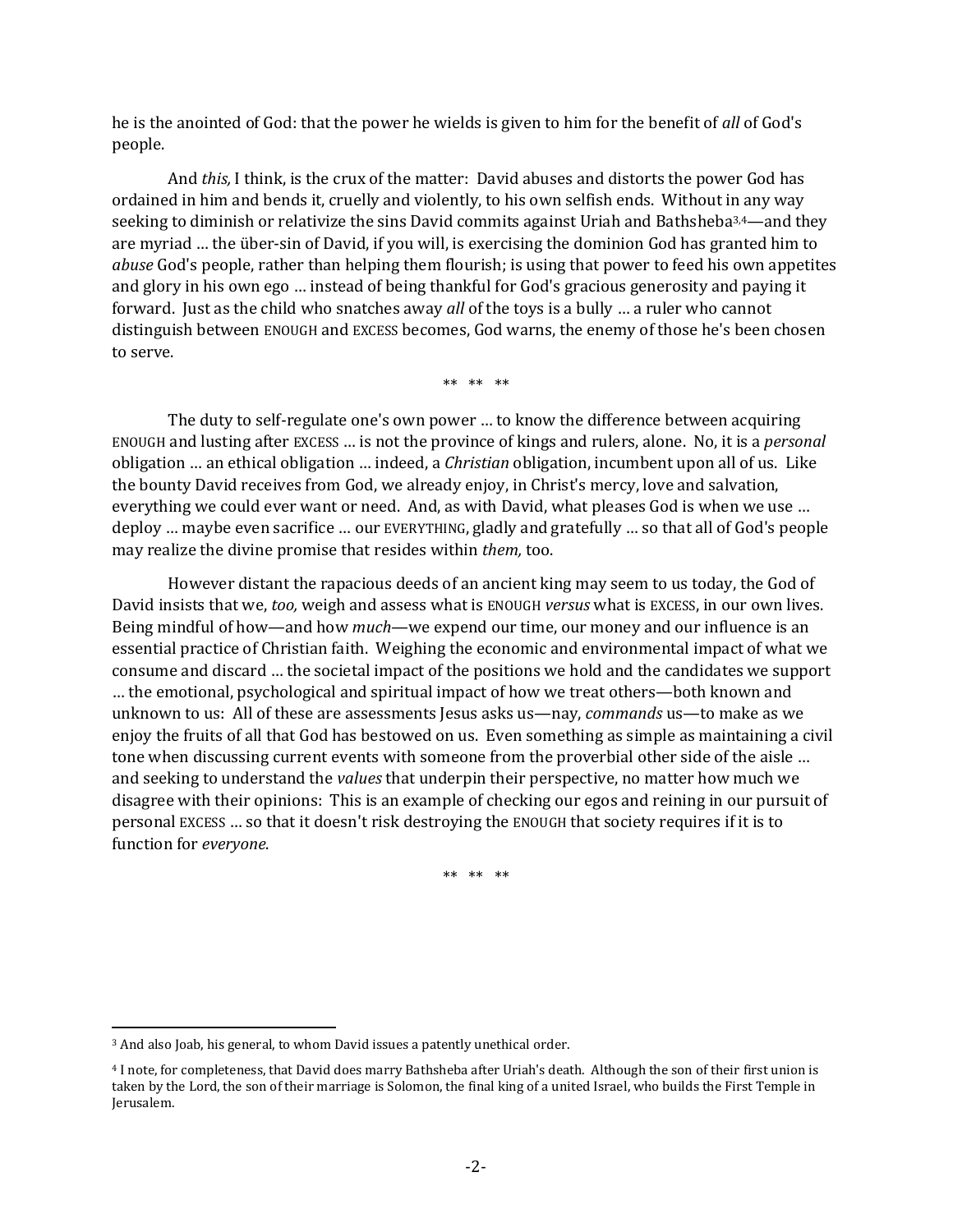he is the anointed of God: that the power he wields is given to him for the benefit of *all* of God's people.

And *this,* I think, is the crux of the matter: David abuses and distorts the power God has ordained in him and bends it, cruelly and violently, to his own selfish ends. Without in any way seeking to diminish or relativize the sins David commits against Uriah and Bathsheba[3,4]—and they are myriad … the über-sin of David, if you will, is exercising the dominion God has granted him to *abuse* God's people, rather than helping them flourish; is using that power to feed his own appetites and glory in his own ego … instead of being thankful for God's gracious generosity and paying it forward. Just as the child who snatches away *all* of the toys is a bully … a ruler who cannot distinguish between ENOUGH and EXCESS becomes, God warns, the enemy of those he's been chosen to serve.

** ** **

The duty to self-regulate one's own power … to know the difference between acquiring ENOUGH and lusting after EXCESS … is not the province of kings and rulers, alone. No, it is a *personal* obligation … an ethical obligation … indeed, a *Christian* obligation, incumbent upon all of us. Like the bounty David receives from God, we already enjoy, in Christ's mercy, love and salvation, everything we could ever want or need. And, as with David, what pleases God is when we use … deploy … maybe even sacrifice … our EVERYTHING, gladly and gratefully … so that all of God's people may realize the divine promise that resides within *them,* too.

However distant the rapacious deeds of an ancient king may seem to us today, the God of David insists that we, *too,* weigh and assess what is ENOUGH *versus* what is EXCESS, in our own lives. Being mindful of how—and how *much*—we expend our time, our money and our influence is an essential practice of Christian faith. Weighing the economic and environmental impact of what we consume and discard … the societal impact of the positions we hold and the candidates we support … the emotional, psychological and spiritual impact of how we treat others—both known and unknown to us: All of these are assessments Jesus asks us—nay, *commands* us—to make as we enjoy the fruits of all that God has bestowed on us. Even something as simple as maintaining a civil tone when discussing current events with someone from the proverbial other side of the aisle … and seeking to understand the *values* that underpin their perspective, no matter how much we disagree with their opinions: This is an example of checking our egos and reining in our pursuit of personal EXCESS … so that it doesn't risk destroying the ENOUGH that society requires if it is to function for *everyone*.

** ** **

---

[3] And also Joab, his general, to whom David issues a patently unethical order.

[4] I note, for completeness, that David does marry Bathsheba after Uriah's death. Although the son of their first union is taken by the Lord, the son of their marriage is Solomon, the final king of a united Israel, who builds the First Temple in Jerusalem.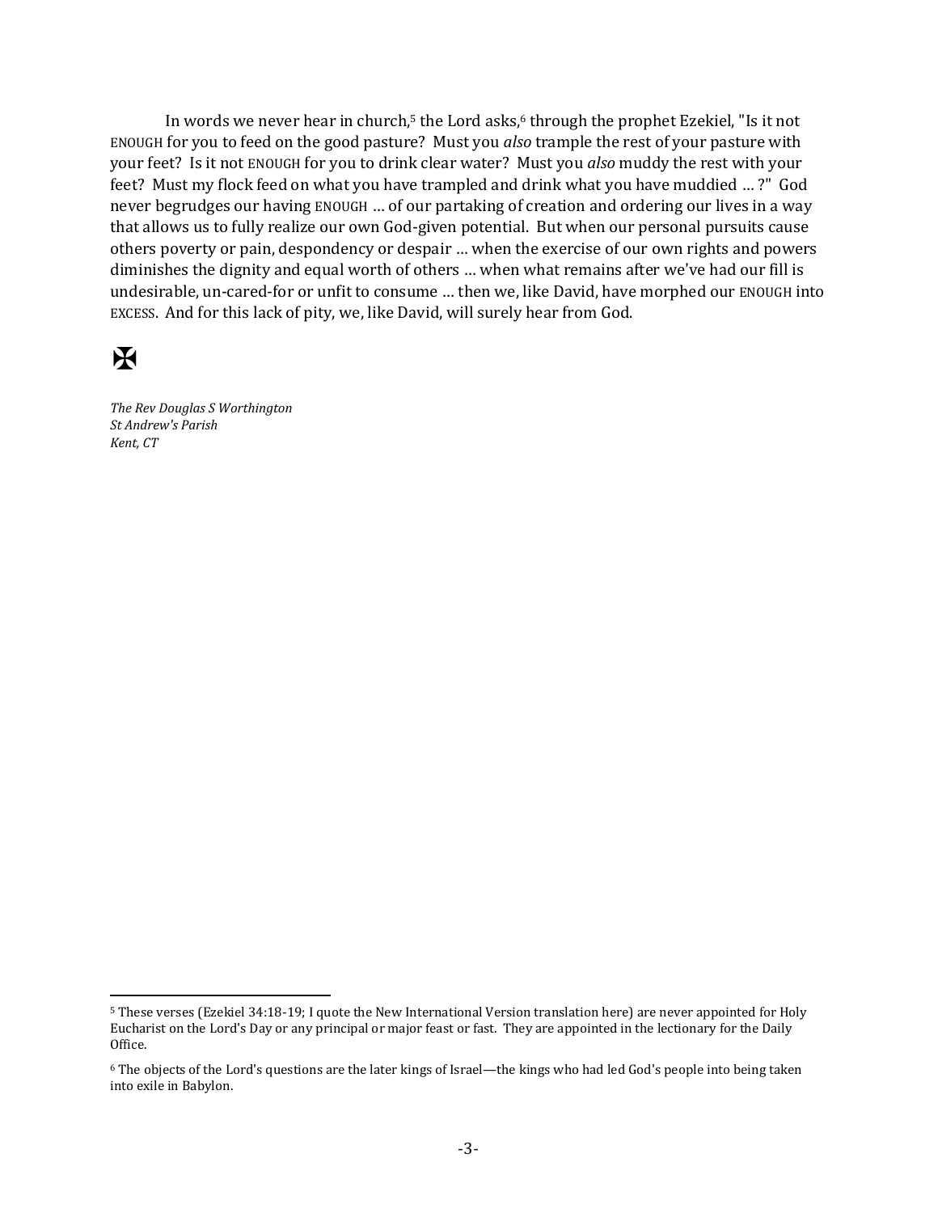In words we never hear in church,[5] the Lord asks,[6] through the prophet Ezekiel, "Is it not ENOUGH for you to feed on the good pasture? Must you *also* trample the rest of your pasture with your feet? Is it not ENOUGH for you to drink clear water? Must you *also* muddy the rest with your feet? Must my flock feed on what you have trampled and drink what you have muddied … ?" God never begrudges our having ENOUGH … of our partaking of creation and ordering our lives in a way that allows us to fully realize our own God-given potential. But when our personal pursuits cause others poverty or pain, despondency or despair … when the exercise of our own rights and powers diminishes the dignity and equal worth of others … when what remains after we've had our fill is undesirable, un-cared-for or unfit to consume … then we, like David, have morphed our ENOUGH into EXCESS. And for this lack of pity, we, like David, will surely hear from God.

✠

*The Rev Douglas S Worthington*
*St Andrew's Parish*
*Kent, CT*

---

[5] These verses (Ezekiel 34:18-19; I quote the New International Version translation here) are never appointed for Holy Eucharist on the Lord's Day or any principal or major feast or fast. They are appointed in the lectionary for the Daily Office.

[6] The objects of the Lord's questions are the later kings of Israel—the kings who had led God's people into being taken into exile in Babylon.